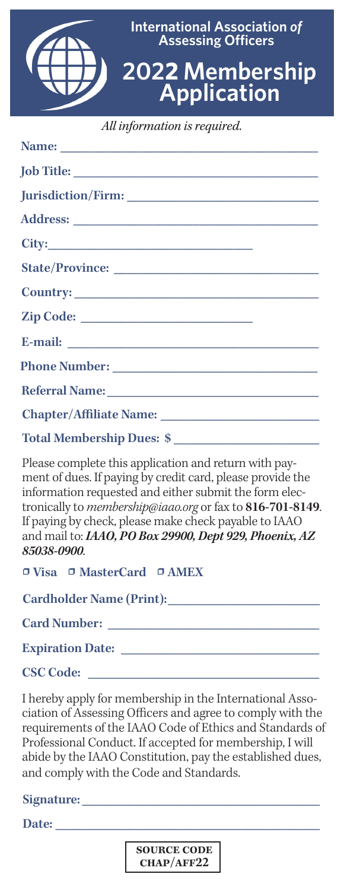# International Association *of* Assessing Officers

## 2022 Membership Application

*All information is required.*

**Name:** ______________________________

**Job Title:** ______________________________

**Jurisdiction/Firm:** ______________________________

**Address:** ______________________________

**City:** ______________________________

**State/Province:** ______________________________

**Country:** ______________________________

**Zip Code:** ______________________________

**E-mail:** ______________________________

**Phone Number:** ______________________________

**Referral Name:** ______________________________

**Chapter/Affiliate Name:** ______________________________

**Total Membership Dues: $** ______________________________

Please complete this application and return with payment of dues. If paying by credit card, please provide the information requested and either submit the form electronically to *membership@iaao.org* or fax to **816-701-8149**. If paying by check, please make check payable to IAAO and mail to: ***IAAO, PO Box 29900, Dept 929, Phoenix, AZ 85038-0900***.

☐ **Visa** ☐ **MasterCard** ☐ **AMEX**

**Cardholder Name (Print):** ______________________________

**Card Number:** ______________________________

**Expiration Date:** ______________________________

**CSC Code:** ______________________________

I hereby apply for membership in the International Association of Assessing Officers and agree to comply with the requirements of the IAAO Code of Ethics and Standards of Professional Conduct. If accepted for membership, I will abide by the IAAO Constitution, pay the established dues, and comply with the Code and Standards.

**Signature:** ______________________________

**Date:** ______________________________

**SOURCE CODE CHAP/AFF22**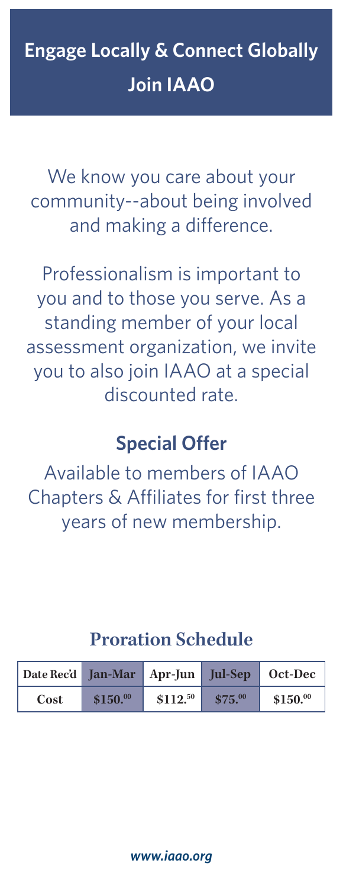## Engage Locally & Connect Globally
## Join IAAO

We know you care about your community--about being involved and making a difference.

Professionalism is important to you and to those you serve. As a standing member of your local assessment organization, we invite you to also join IAAO at a special discounted rate.

### Special Offer

Available to members of IAAO Chapters & Affiliates for first three years of new membership.

### Proration Schedule

| Date Rec'd | Jan-Mar | Apr-Jun | Jul-Sep | Oct-Dec |
|---|---|---|---|---|
| Cost | $150.00 | $112.50 | $75.00 | $150.00 |

*www.iaao.org*